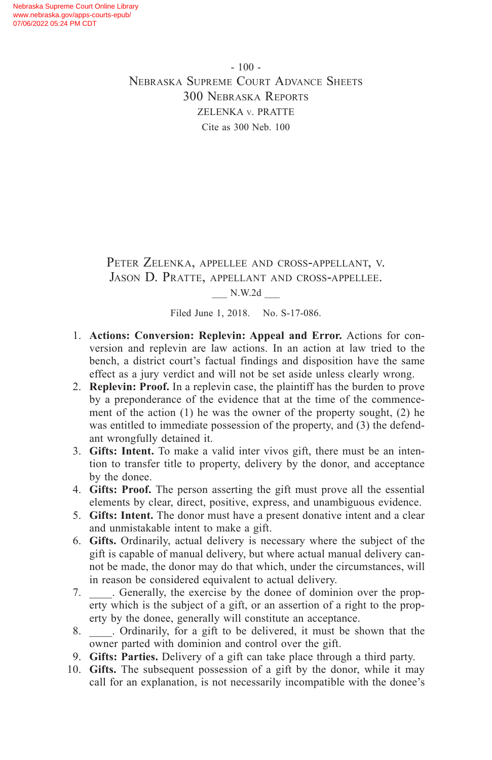Peter Zelenka, appellee and cross-appellant, v. Jason D. Pratte, appellant and cross-appellee.

___ N.W.2d ___

Filed June 1, 2018. No. S-17-086.

1. **Actions: Conversion: Replevin: Appeal and Error.** Actions for conversion and replevin are law actions. In an action at law tried to the bench, a district court's factual findings and disposition have the same effect as a jury verdict and will not be set aside unless clearly wrong.
2. **Replevin: Proof.** In a replevin case, the plaintiff has the burden to prove by a preponderance of the evidence that at the time of the commencement of the action (1) he was the owner of the property sought, (2) he was entitled to immediate possession of the property, and (3) the defendant wrongfully detained it.
3. **Gifts: Intent.** To make a valid inter vivos gift, there must be an intention to transfer title to property, delivery by the donor, and acceptance by the donee.
4. **Gifts: Proof.** The person asserting the gift must prove all the essential elements by clear, direct, positive, express, and unambiguous evidence.
5. **Gifts: Intent.** The donor must have a present donative intent and a clear and unmistakable intent to make a gift.
6. **Gifts.** Ordinarily, actual delivery is necessary where the subject of the gift is capable of manual delivery, but where actual manual delivery cannot be made, the donor may do that which, under the circumstances, will in reason be considered equivalent to actual delivery.
7. ____. Generally, the exercise by the donee of dominion over the property which is the subject of a gift, or an assertion of a right to the property by the donee, generally will constitute an acceptance.
8. ____. Ordinarily, for a gift to be delivered, it must be shown that the owner parted with dominion and control over the gift.
9. **Gifts: Parties.** Delivery of a gift can take place through a third party.
10. **Gifts.** The subsequent possession of a gift by the donor, while it may call for an explanation, is not necessarily incompatible with the donee's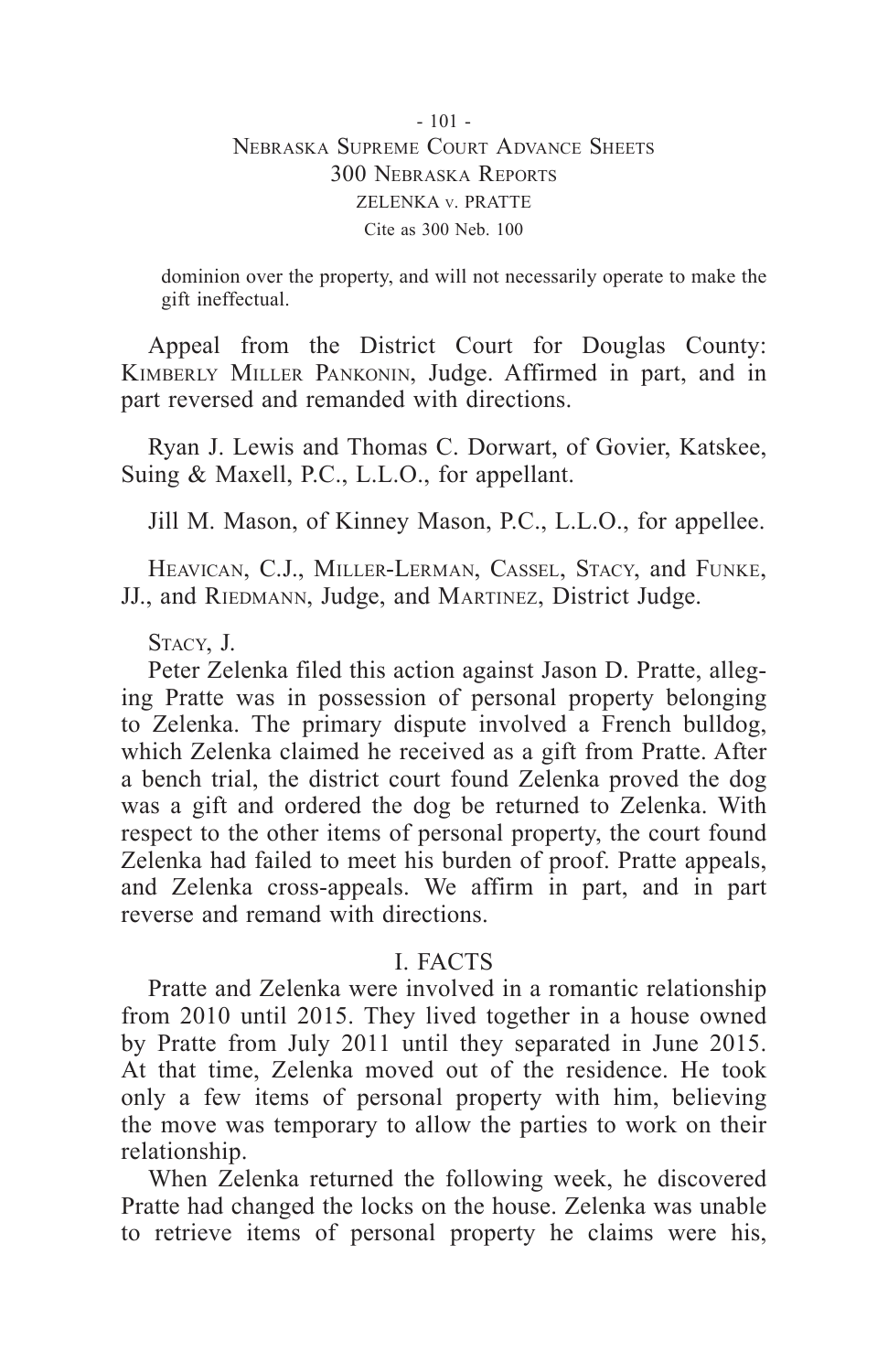dominion over the property, and will not necessarily operate to make the gift ineffectual.

Appeal from the District Court for Douglas County: Kimberly Miller Pankonin, Judge. Affirmed in part, and in part reversed and remanded with directions.

Ryan J. Lewis and Thomas C. Dorwart, of Govier, Katskee, Suing & Maxell, P.C., L.L.O., for appellant.

Jill M. Mason, of Kinney Mason, P.C., L.L.O., for appellee.

Heavican, C.J., Miller-Lerman, Cassel, Stacy, and Funke, JJ., and Riedmann, Judge, and Martinez, District Judge.

Stacy, J.

Peter Zelenka filed this action against Jason D. Pratte, alleging Pratte was in possession of personal property belonging to Zelenka. The primary dispute involved a French bulldog, which Zelenka claimed he received as a gift from Pratte. After a bench trial, the district court found Zelenka proved the dog was a gift and ordered the dog be returned to Zelenka. With respect to the other items of personal property, the court found Zelenka had failed to meet his burden of proof. Pratte appeals, and Zelenka cross-appeals. We affirm in part, and in part reverse and remand with directions.

## I. FACTS

Pratte and Zelenka were involved in a romantic relationship from 2010 until 2015. They lived together in a house owned by Pratte from July 2011 until they separated in June 2015. At that time, Zelenka moved out of the residence. He took only a few items of personal property with him, believing the move was temporary to allow the parties to work on their relationship.

When Zelenka returned the following week, he discovered Pratte had changed the locks on the house. Zelenka was unable to retrieve items of personal property he claims were his,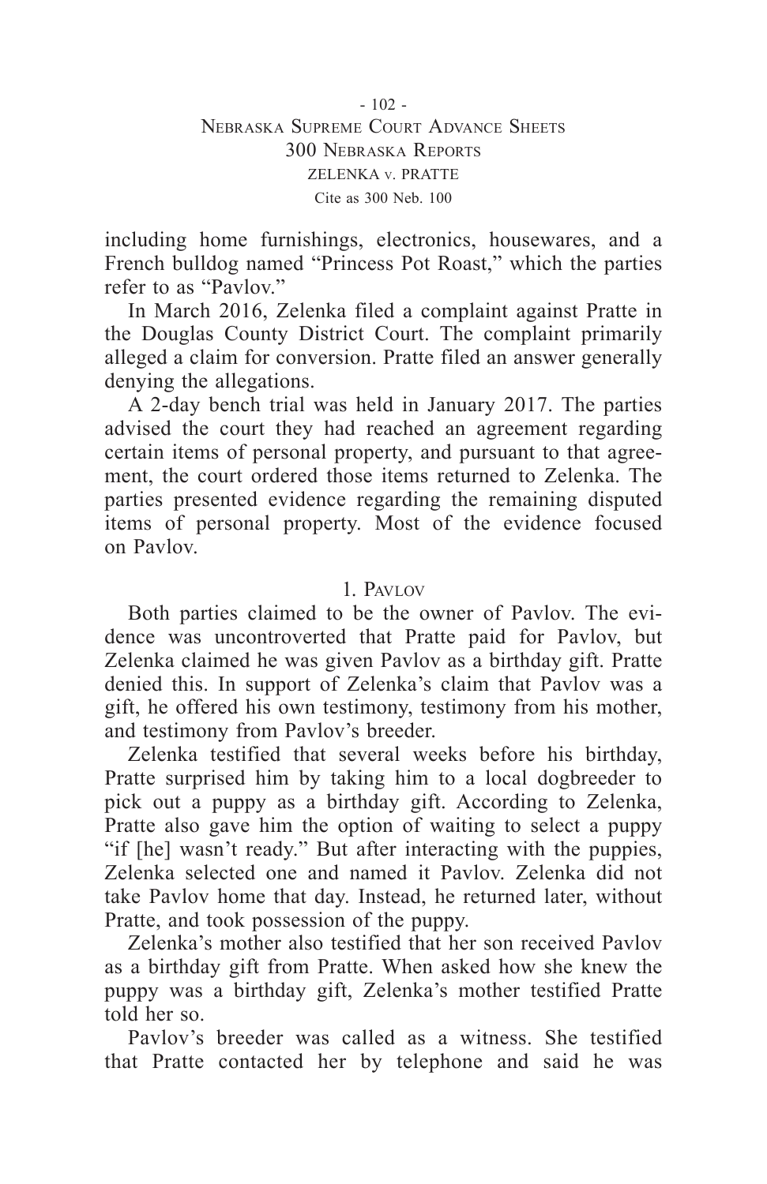including home furnishings, electronics, housewares, and a French bulldog named "Princess Pot Roast," which the parties refer to as "Pavlov."

In March 2016, Zelenka filed a complaint against Pratte in the Douglas County District Court. The complaint primarily alleged a claim for conversion. Pratte filed an answer generally denying the allegations.

A 2-day bench trial was held in January 2017. The parties advised the court they had reached an agreement regarding certain items of personal property, and pursuant to that agreement, the court ordered those items returned to Zelenka. The parties presented evidence regarding the remaining disputed items of personal property. Most of the evidence focused on Pavlov.

### 1. Pavlov

Both parties claimed to be the owner of Pavlov. The evidence was uncontroverted that Pratte paid for Pavlov, but Zelenka claimed he was given Pavlov as a birthday gift. Pratte denied this. In support of Zelenka's claim that Pavlov was a gift, he offered his own testimony, testimony from his mother, and testimony from Pavlov's breeder.

Zelenka testified that several weeks before his birthday, Pratte surprised him by taking him to a local dogbreeder to pick out a puppy as a birthday gift. According to Zelenka, Pratte also gave him the option of waiting to select a puppy "if [he] wasn't ready." But after interacting with the puppies, Zelenka selected one and named it Pavlov. Zelenka did not take Pavlov home that day. Instead, he returned later, without Pratte, and took possession of the puppy.

Zelenka's mother also testified that her son received Pavlov as a birthday gift from Pratte. When asked how she knew the puppy was a birthday gift, Zelenka's mother testified Pratte told her so.

Pavlov's breeder was called as a witness. She testified that Pratte contacted her by telephone and said he was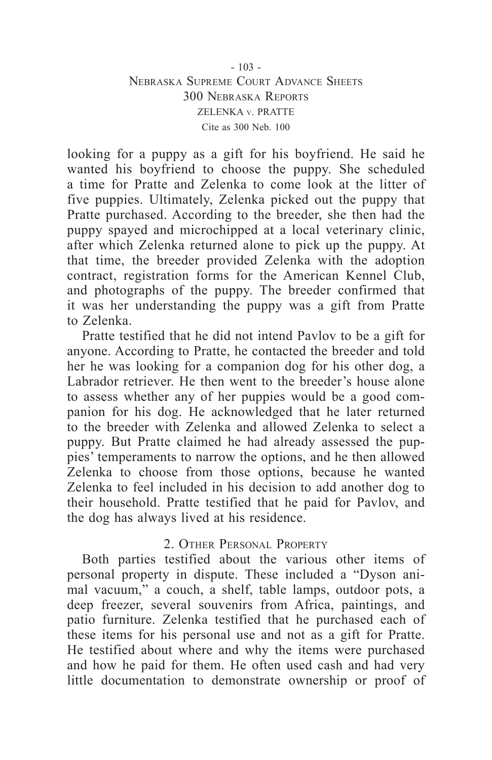looking for a puppy as a gift for his boyfriend. He said he wanted his boyfriend to choose the puppy. She scheduled a time for Pratte and Zelenka to come look at the litter of five puppies. Ultimately, Zelenka picked out the puppy that Pratte purchased. According to the breeder, she then had the puppy spayed and microchipped at a local veterinary clinic, after which Zelenka returned alone to pick up the puppy. At that time, the breeder provided Zelenka with the adoption contract, registration forms for the American Kennel Club, and photographs of the puppy. The breeder confirmed that it was her understanding the puppy was a gift from Pratte to Zelenka.

Pratte testified that he did not intend Pavlov to be a gift for anyone. According to Pratte, he contacted the breeder and told her he was looking for a companion dog for his other dog, a Labrador retriever. He then went to the breeder's house alone to assess whether any of her puppies would be a good companion for his dog. He acknowledged that he later returned to the breeder with Zelenka and allowed Zelenka to select a puppy. But Pratte claimed he had already assessed the puppies' temperaments to narrow the options, and he then allowed Zelenka to choose from those options, because he wanted Zelenka to feel included in his decision to add another dog to their household. Pratte testified that he paid for Pavlov, and the dog has always lived at his residence.

## 2. Other Personal Property

Both parties testified about the various other items of personal property in dispute. These included a "Dyson animal vacuum," a couch, a shelf, table lamps, outdoor pots, a deep freezer, several souvenirs from Africa, paintings, and patio furniture. Zelenka testified that he purchased each of these items for his personal use and not as a gift for Pratte. He testified about where and why the items were purchased and how he paid for them. He often used cash and had very little documentation to demonstrate ownership or proof of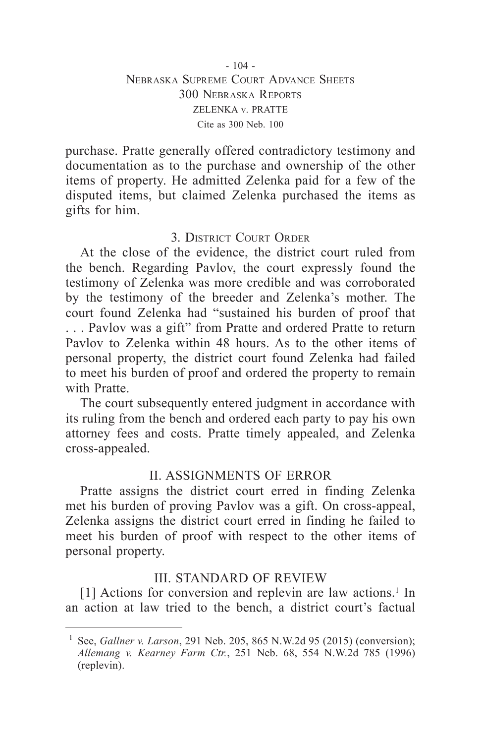purchase. Pratte generally offered contradictory testimony and documentation as to the purchase and ownership of the other items of property. He admitted Zelenka paid for a few of the disputed items, but claimed Zelenka purchased the items as gifts for him.

### 3. District Court Order

At the close of the evidence, the district court ruled from the bench. Regarding Pavlov, the court expressly found the testimony of Zelenka was more credible and was corroborated by the testimony of the breeder and Zelenka's mother. The court found Zelenka had "sustained his burden of proof that . . . Pavlov was a gift" from Pratte and ordered Pratte to return Pavlov to Zelenka within 48 hours. As to the other items of personal property, the district court found Zelenka had failed to meet his burden of proof and ordered the property to remain with Pratte.

The court subsequently entered judgment in accordance with its ruling from the bench and ordered each party to pay his own attorney fees and costs. Pratte timely appealed, and Zelenka cross-appealed.

## II. ASSIGNMENTS OF ERROR

Pratte assigns the district court erred in finding Zelenka met his burden of proving Pavlov was a gift. On cross-appeal, Zelenka assigns the district court erred in finding he failed to meet his burden of proof with respect to the other items of personal property.

## III. STANDARD OF REVIEW

[1] Actions for conversion and replevin are law actions.[1] In an action at law tried to the bench, a district court's factual

---

[1] See, *Gallner v. Larson*, 291 Neb. 205, 865 N.W.2d 95 (2015) (conversion); *Allemang v. Kearney Farm Ctr.*, 251 Neb. 68, 554 N.W.2d 785 (1996) (replevin).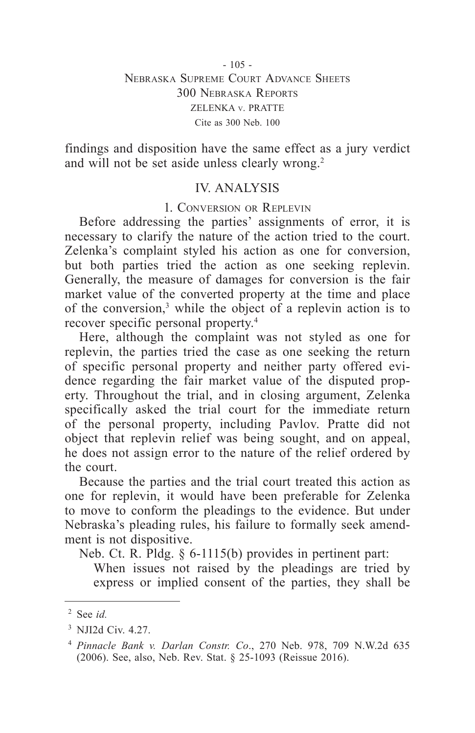findings and disposition have the same effect as a jury verdict and will not be set aside unless clearly wrong.[2]

## IV. ANALYSIS

### 1. Conversion or Replevin

Before addressing the parties' assignments of error, it is necessary to clarify the nature of the action tried to the court. Zelenka's complaint styled his action as one for conversion, but both parties tried the action as one seeking replevin. Generally, the measure of damages for conversion is the fair market value of the converted property at the time and place of the conversion,[3] while the object of a replevin action is to recover specific personal property.[4]

Here, although the complaint was not styled as one for replevin, the parties tried the case as one seeking the return of specific personal property and neither party offered evidence regarding the fair market value of the disputed property. Throughout the trial, and in closing argument, Zelenka specifically asked the trial court for the immediate return of the personal property, including Pavlov. Pratte did not object that replevin relief was being sought, and on appeal, he does not assign error to the nature of the relief ordered by the court.

Because the parties and the trial court treated this action as one for replevin, it would have been preferable for Zelenka to move to conform the pleadings to the evidence. But under Nebraska's pleading rules, his failure to formally seek amendment is not dispositive.

Neb. Ct. R. Pldg. § 6-1115(b) provides in pertinent part:

> When issues not raised by the pleadings are tried by express or implied consent of the parties, they shall be

---

[2] See *id.*

[3] NJI2d Civ. 4.27.

[4] *Pinnacle Bank v. Darlan Constr. Co*., 270 Neb. 978, 709 N.W.2d 635 (2006). See, also, Neb. Rev. Stat. § 25-1093 (Reissue 2016).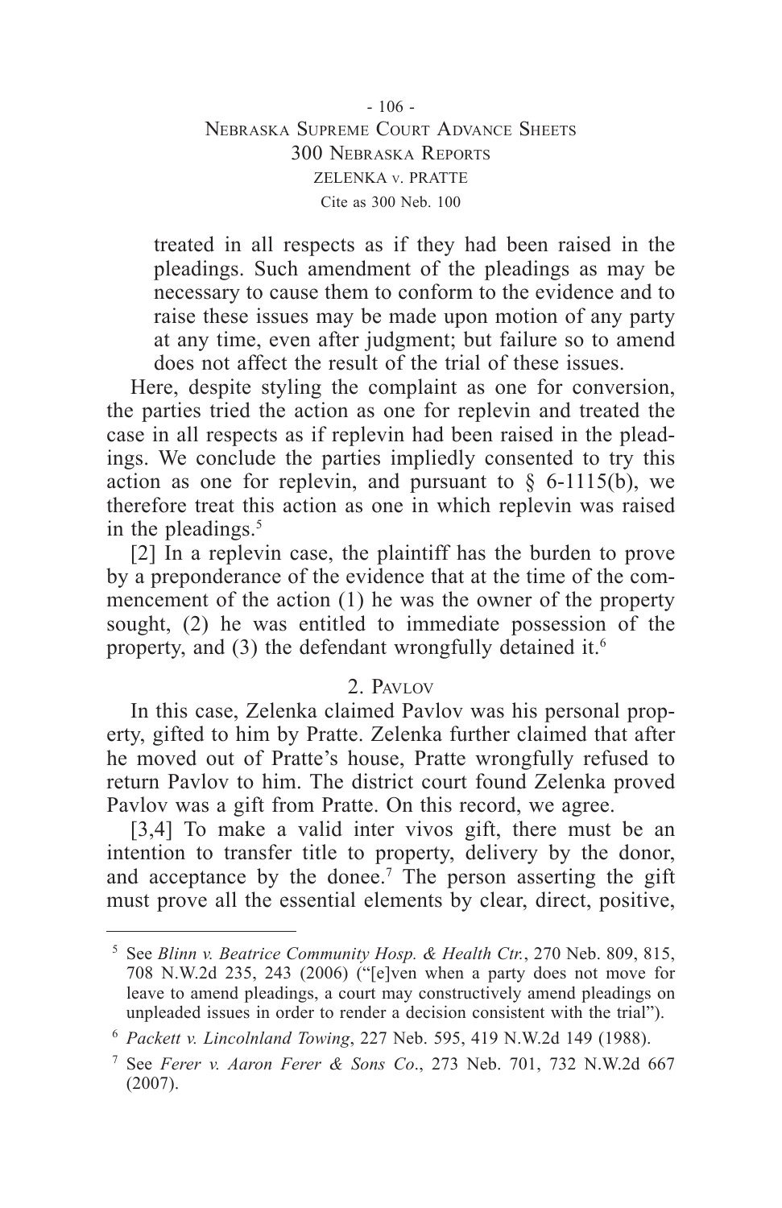treated in all respects as if they had been raised in the pleadings. Such amendment of the pleadings as may be necessary to cause them to conform to the evidence and to raise these issues may be made upon motion of any party at any time, even after judgment; but failure so to amend does not affect the result of the trial of these issues.

Here, despite styling the complaint as one for conversion, the parties tried the action as one for replevin and treated the case in all respects as if replevin had been raised in the pleadings. We conclude the parties impliedly consented to try this action as one for replevin, and pursuant to § 6-1115(b), we therefore treat this action as one in which replevin was raised in the pleadings.[5]

[2] In a replevin case, the plaintiff has the burden to prove by a preponderance of the evidence that at the time of the commencement of the action (1) he was the owner of the property sought, (2) he was entitled to immediate possession of the property, and (3) the defendant wrongfully detained it.[6]

## 2. Pavlov

In this case, Zelenka claimed Pavlov was his personal property, gifted to him by Pratte. Zelenka further claimed that after he moved out of Pratte's house, Pratte wrongfully refused to return Pavlov to him. The district court found Zelenka proved Pavlov was a gift from Pratte. On this record, we agree.

[3,4] To make a valid inter vivos gift, there must be an intention to transfer title to property, delivery by the donor, and acceptance by the donee.[7] The person asserting the gift must prove all the essential elements by clear, direct, positive,

---

[5] See *Blinn v. Beatrice Community Hosp. & Health Ctr.*, 270 Neb. 809, 815, 708 N.W.2d 235, 243 (2006) ("[e]ven when a party does not move for leave to amend pleadings, a court may constructively amend pleadings on unpleaded issues in order to render a decision consistent with the trial").

[6] *Packett v. Lincolnland Towing*, 227 Neb. 595, 419 N.W.2d 149 (1988).

[7] See *Ferer v. Aaron Ferer & Sons Co.*, 273 Neb. 701, 732 N.W.2d 667 (2007).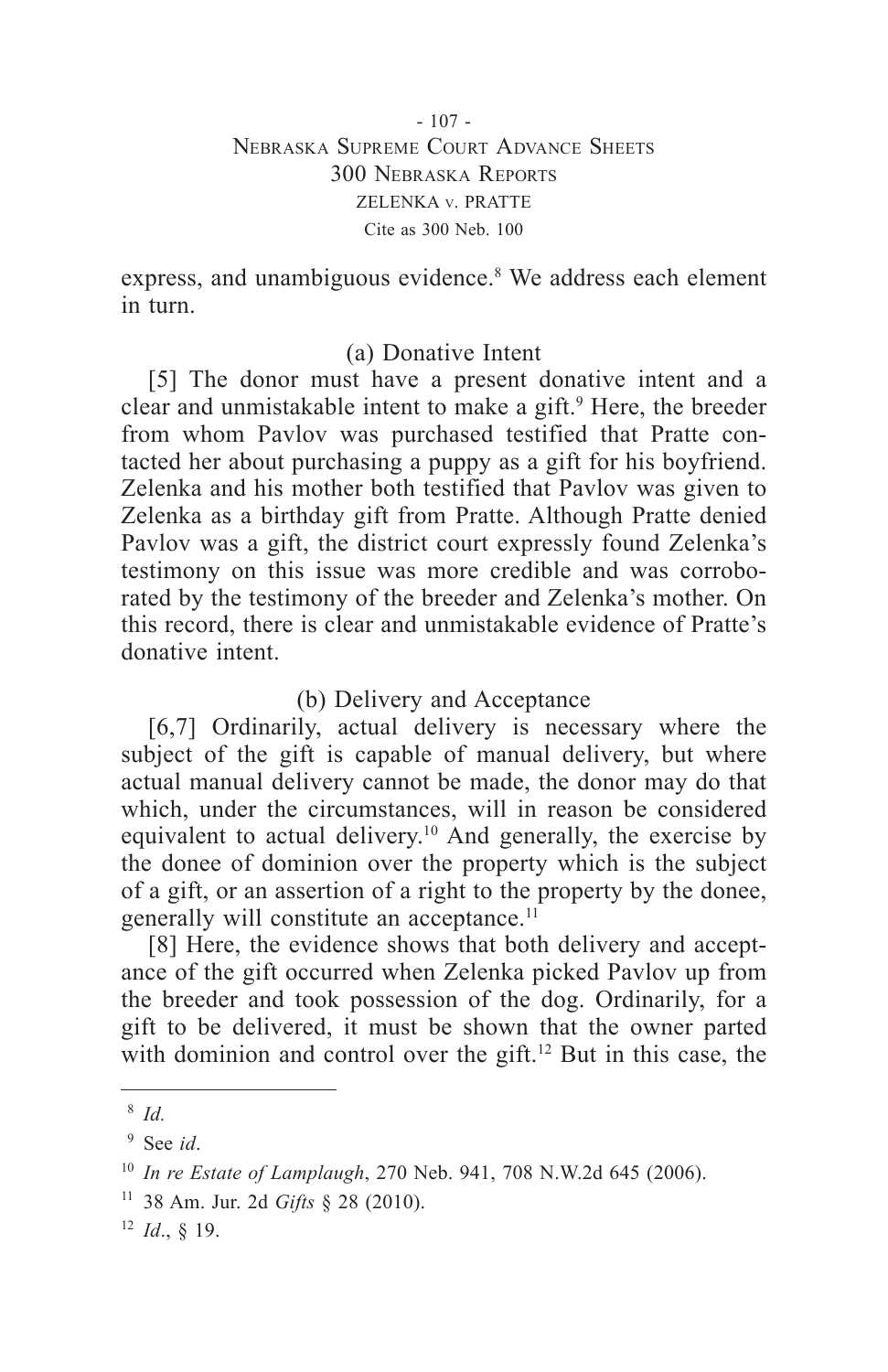express, and unambiguous evidence.[8] We address each element in turn.

### (a) Donative Intent

[5] The donor must have a present donative intent and a clear and unmistakable intent to make a gift.[9] Here, the breeder from whom Pavlov was purchased testified that Pratte contacted her about purchasing a puppy as a gift for his boyfriend. Zelenka and his mother both testified that Pavlov was given to Zelenka as a birthday gift from Pratte. Although Pratte denied Pavlov was a gift, the district court expressly found Zelenka's testimony on this issue was more credible and was corroborated by the testimony of the breeder and Zelenka's mother. On this record, there is clear and unmistakable evidence of Pratte's donative intent.

### (b) Delivery and Acceptance

[6,7] Ordinarily, actual delivery is necessary where the subject of the gift is capable of manual delivery, but where actual manual delivery cannot be made, the donor may do that which, under the circumstances, will in reason be considered equivalent to actual delivery.[10] And generally, the exercise by the donee of dominion over the property which is the subject of a gift, or an assertion of a right to the property by the donee, generally will constitute an acceptance.[11]

[8] Here, the evidence shows that both delivery and acceptance of the gift occurred when Zelenka picked Pavlov up from the breeder and took possession of the dog. Ordinarily, for a gift to be delivered, it must be shown that the owner parted with dominion and control over the gift.[12] But in this case, the

---

[8] *Id.*

[9] See *id*.

[10] *In re Estate of Lamplaugh*, 270 Neb. 941, 708 N.W.2d 645 (2006).

[11] 38 Am. Jur. 2d *Gifts* § 28 (2010).

[12] *Id*., § 19.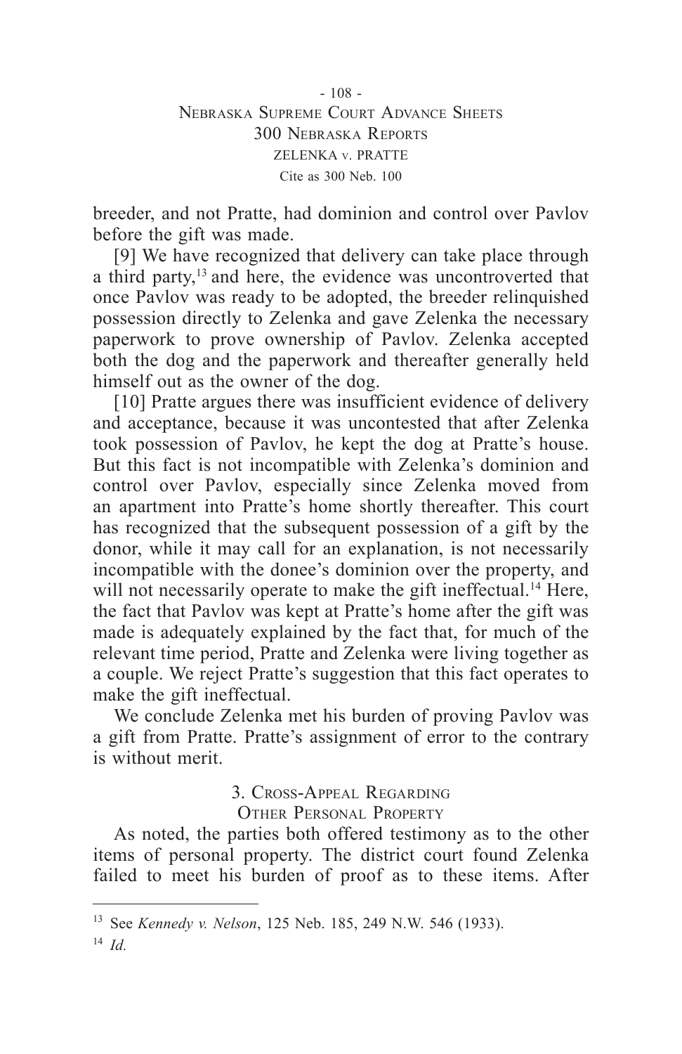breeder, and not Pratte, had dominion and control over Pavlov before the gift was made.

[9] We have recognized that delivery can take place through a third party,[13] and here, the evidence was uncontroverted that once Pavlov was ready to be adopted, the breeder relinquished possession directly to Zelenka and gave Zelenka the necessary paperwork to prove ownership of Pavlov. Zelenka accepted both the dog and the paperwork and thereafter generally held himself out as the owner of the dog.

[10] Pratte argues there was insufficient evidence of delivery and acceptance, because it was uncontested that after Zelenka took possession of Pavlov, he kept the dog at Pratte's house. But this fact is not incompatible with Zelenka's dominion and control over Pavlov, especially since Zelenka moved from an apartment into Pratte's home shortly thereafter. This court has recognized that the subsequent possession of a gift by the donor, while it may call for an explanation, is not necessarily incompatible with the donee's dominion over the property, and will not necessarily operate to make the gift ineffectual.[14] Here, the fact that Pavlov was kept at Pratte's home after the gift was made is adequately explained by the fact that, for much of the relevant time period, Pratte and Zelenka were living together as a couple. We reject Pratte's suggestion that this fact operates to make the gift ineffectual.

We conclude Zelenka met his burden of proving Pavlov was a gift from Pratte. Pratte's assignment of error to the contrary is without merit.

### 3. Cross-Appeal Regarding Other Personal Property

As noted, the parties both offered testimony as to the other items of personal property. The district court found Zelenka failed to meet his burden of proof as to these items. After

---

[13] See *Kennedy v. Nelson*, 125 Neb. 185, 249 N.W. 546 (1933).

[14] *Id.*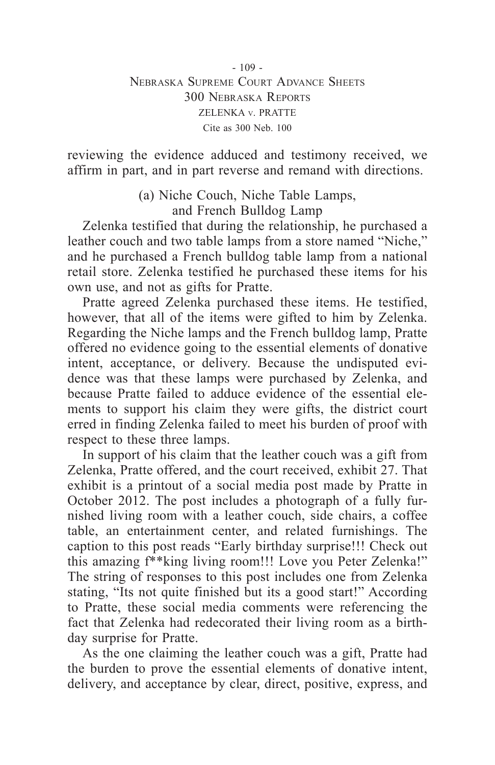reviewing the evidence adduced and testimony received, we affirm in part, and in part reverse and remand with directions.

### (a) Niche Couch, Niche Table Lamps, and French Bulldog Lamp

Zelenka testified that during the relationship, he purchased a leather couch and two table lamps from a store named "Niche," and he purchased a French bulldog table lamp from a national retail store. Zelenka testified he purchased these items for his own use, and not as gifts for Pratte.

Pratte agreed Zelenka purchased these items. He testified, however, that all of the items were gifted to him by Zelenka. Regarding the Niche lamps and the French bulldog lamp, Pratte offered no evidence going to the essential elements of donative intent, acceptance, or delivery. Because the undisputed evidence was that these lamps were purchased by Zelenka, and because Pratte failed to adduce evidence of the essential elements to support his claim they were gifts, the district court erred in finding Zelenka failed to meet his burden of proof with respect to these three lamps.

In support of his claim that the leather couch was a gift from Zelenka, Pratte offered, and the court received, exhibit 27. That exhibit is a printout of a social media post made by Pratte in October 2012. The post includes a photograph of a fully furnished living room with a leather couch, side chairs, a coffee table, an entertainment center, and related furnishings. The caption to this post reads "Early birthday surprise!!! Check out this amazing f**king living room!!! Love you Peter Zelenka!" The string of responses to this post includes one from Zelenka stating, "Its not quite finished but its a good start!" According to Pratte, these social media comments were referencing the fact that Zelenka had redecorated their living room as a birthday surprise for Pratte.

As the one claiming the leather couch was a gift, Pratte had the burden to prove the essential elements of donative intent, delivery, and acceptance by clear, direct, positive, express, and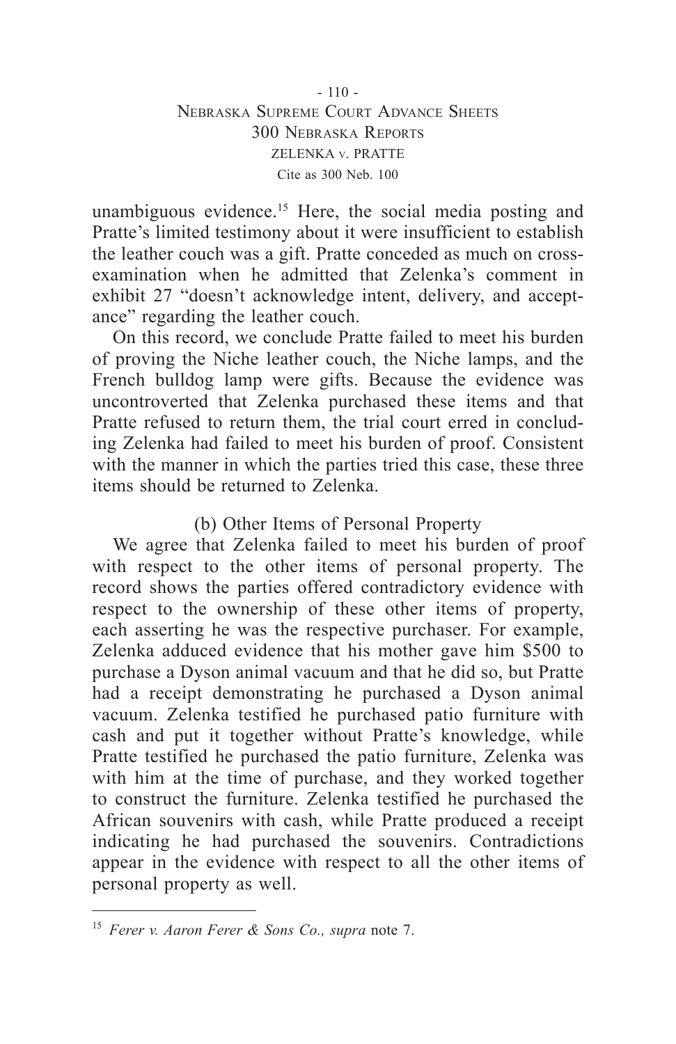unambiguous evidence.[15] Here, the social media posting and Pratte's limited testimony about it were insufficient to establish the leather couch was a gift. Pratte conceded as much on cross-examination when he admitted that Zelenka's comment in exhibit 27 "doesn't acknowledge intent, delivery, and acceptance" regarding the leather couch.

On this record, we conclude Pratte failed to meet his burden of proving the Niche leather couch, the Niche lamps, and the French bulldog lamp were gifts. Because the evidence was uncontroverted that Zelenka purchased these items and that Pratte refused to return them, the trial court erred in concluding Zelenka had failed to meet his burden of proof. Consistent with the manner in which the parties tried this case, these three items should be returned to Zelenka.

### (b) Other Items of Personal Property

We agree that Zelenka failed to meet his burden of proof with respect to the other items of personal property. The record shows the parties offered contradictory evidence with respect to the ownership of these other items of property, each asserting he was the respective purchaser. For example, Zelenka adduced evidence that his mother gave him $500 to purchase a Dyson animal vacuum and that he did so, but Pratte had a receipt demonstrating he purchased a Dyson animal vacuum. Zelenka testified he purchased patio furniture with cash and put it together without Pratte's knowledge, while Pratte testified he purchased the patio furniture, Zelenka was with him at the time of purchase, and they worked together to construct the furniture. Zelenka testified he purchased the African souvenirs with cash, while Pratte produced a receipt indicating he had purchased the souvenirs. Contradictions appear in the evidence with respect to all the other items of personal property as well.

---

[15] *Ferer v. Aaron Ferer & Sons Co., supra* note 7.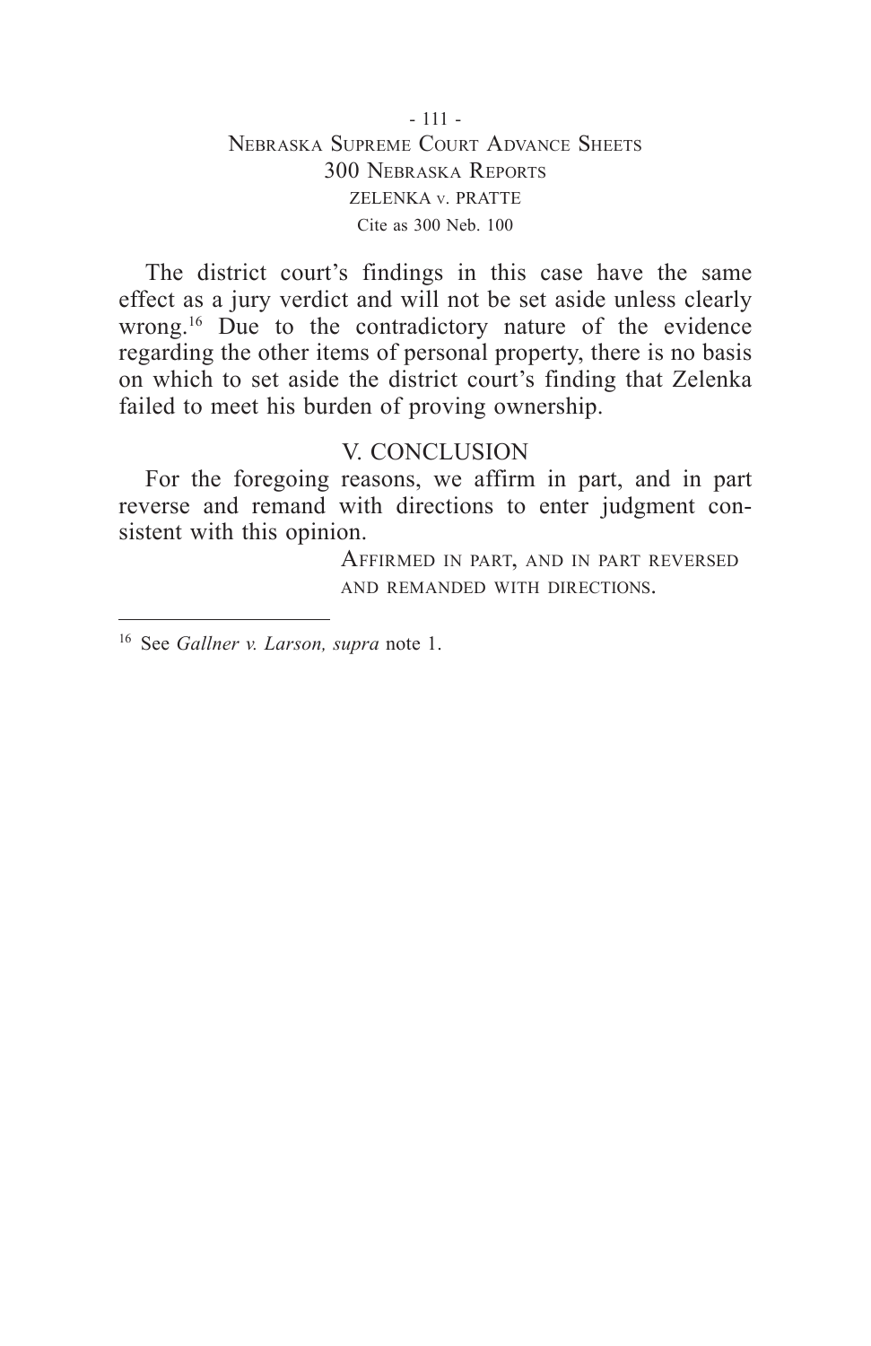The district court's findings in this case have the same effect as a jury verdict and will not be set aside unless clearly wrong.[16] Due to the contradictory nature of the evidence regarding the other items of personal property, there is no basis on which to set aside the district court's finding that Zelenka failed to meet his burden of proving ownership.

## V. CONCLUSION

For the foregoing reasons, we affirm in part, and in part reverse and remand with directions to enter judgment consistent with this opinion.

AFFIRMED IN PART, AND IN PART REVERSED AND REMANDED WITH DIRECTIONS.

---

[16] See *Gallner v. Larson, supra* note 1.